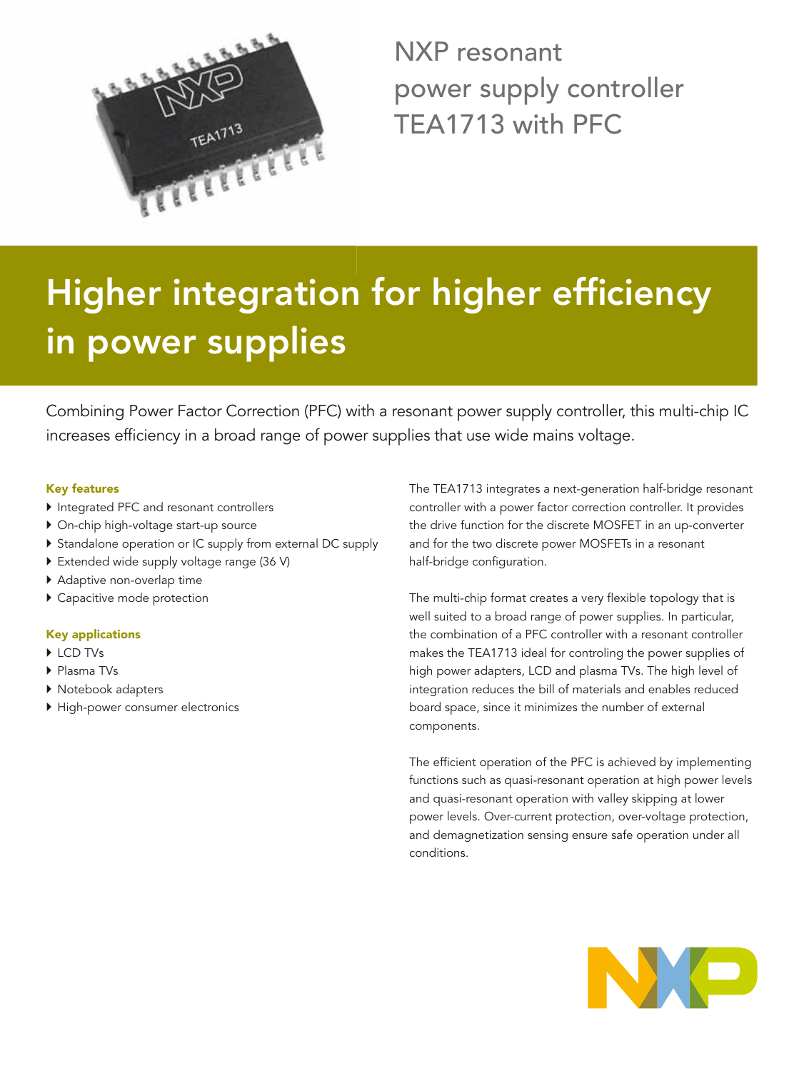# NXP resonant power supply controller TEA1713 with PFC

## Higher integration for higher efficiency in power supplies

Combining Power Factor Correction (PFC) with a resonant power supply controller, this multi-chip IC increases efficiency in a broad range of power supplies that use wide mains voltage.

### Key features

- Integrated PFC and resonant controllers
- On-chip high-voltage start-up source
- Standalone operation or IC supply from external DC supply
- Extended wide supply voltage range (36 V)
- Adaptive non-overlap time
- Capacitive mode protection

### Key applications

- LCD TVs
- Plasma TVs
- Notebook adapters
- High-power consumer electronics

The TEA1713 integrates a next-generation half-bridge resonant controller with a power factor correction controller. It provides the drive function for the discrete MOSFET in an up-converter and for the two discrete power MOSFETs in a resonant half-bridge configuration.

The multi-chip format creates a very flexible topology that is well suited to a broad range of power supplies. In particular, the combination of a PFC controller with a resonant controller makes the TEA1713 ideal for controling the power supplies of high power adapters, LCD and plasma TVs. The high level of integration reduces the bill of materials and enables reduced board space, since it minimizes the number of external components.

The efficient operation of the PFC is achieved by implementing functions such as quasi-resonant operation at high power levels and quasi-resonant operation with valley skipping at lower power levels. Over-current protection, over-voltage protection, and demagnetization sensing ensure safe operation under all conditions.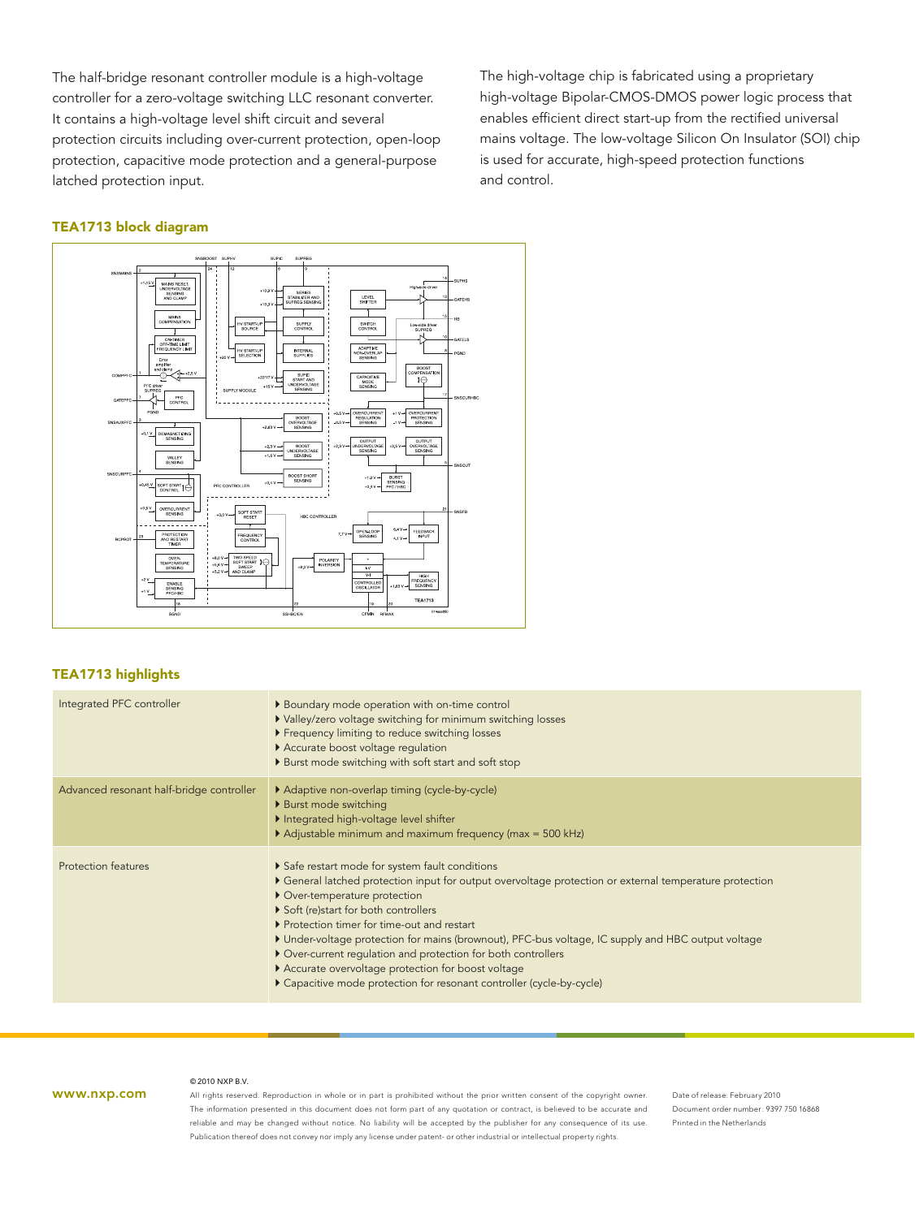The half-bridge resonant controller module is a high-voltage controller for a zero-voltage switching LLC resonant converter. It contains a high-voltage level shift circuit and several protection circuits including over-current protection, open-loop protection, capacitive mode protection and a general-purpose latched protection input.

The high-voltage chip is fabricated using a proprietary high-voltage Bipolar-CMOS-DMOS power logic process that enables efficient direct start-up from the rectified universal mains voltage. The low-voltage Silicon On Insulator (SOI) chip is used for accurate, high-speed protection functions and control.

## TEA1713 block diagram

SNSBOOST SUPHV SUPIC SUPREG SNSMAINS SUPHS GATEHS HB GATELS PGND COMPPFC GATEPFC SNSAUXPFC SNSCURHBC SNSCURPFC SNSOUT SNSFB RCPROT SGND SSHBC/EN CFMIN RFMAX

MAINS RESET, UNDERVOLTAGE SENSING AND CLAMP
MAINS COMPENSATION
ON-TIMER OFF-TIME LIMIT FREQUENCY LIMIT
Error amplifier and clamp
PFC driver SUPREG
PFC CONTROL
DEMAGNETIZING SENSING
VALLEY SENSING
SOFT START CONTROL
OVERCURRENT SENSING
PROTECTION AND RESTART TIMER
OVER-TEMPERATURE SENSING
ENABLE SENSING PFC/HBC
HV STARTUP SOURCE
HV STARTUP SELECTION
SERIES STABILIZER AND SUPREG SENSING
SUPPLY CONTROL
INTERNAL SUPPLIES
SUPIC START AND UNDERVOLTAGE SENSING
SUPPLY MODULE
BOOST OVERVOLTAGE SENSING
BOOST UNDERVOLTAGE SENSING
BOOST SHORT SENSING
PFC CONTROLLER
SOFT START RESET
FREQUENCY CONTROL
TWO SPEED SOFT START SWEEP AND CLAMP
POLARITY INVERSION
CONTROLLED OSCILLATOR
HBC CONTROLLER
LEVEL SHIFTER
High-side driver
SWITCH CONTROL
Low-side driver SUPREG
ADAPTIVE NON-OVERLAP SENSING
CAPACITIVE MODE SENSING
BOOST COMPENSATION
OVERCURRENT REGULATION SENSING
OVERCURRENT PROTECTION SENSING
OUTPUT UNDERVOLTAGE SENSING
OUTPUT OVERVOLTAGE SENSING
BURST SENSING PFC/HBC
OPEN-LOOP SENSING
FEEDBACK INPUT
HIGH FREQUENCY SENSING
TEA1713

## TEA1713 highlights

| | |
|---|---|
| Integrated PFC controller | ▸ Boundary mode operation with on-time control<br>▸ Valley/zero voltage switching for minimum switching losses<br>▸ Frequency limiting to reduce switching losses<br>▸ Accurate boost voltage regulation<br>▸ Burst mode switching with soft start and soft stop |
| Advanced resonant half-bridge controller | ▸ Adaptive non-overlap timing (cycle-by-cycle)<br>▸ Burst mode switching<br>▸ Integrated high-voltage level shifter<br>▸ Adjustable minimum and maximum frequency (max = 500 kHz) |
| Protection features | ▸ Safe restart mode for system fault conditions<br>▸ General latched protection input for output overvoltage protection or external temperature protection<br>▸ Over-temperature protection<br>▸ Soft (re)start for both controllers<br>▸ Protection timer for time-out and restart<br>▸ Under-voltage protection for mains (brownout), PFC-bus voltage, IC supply and HBC output voltage<br>▸ Over-current regulation and protection for both controllers<br>▸ Accurate overvoltage protection for boost voltage<br>▸ Capacitive mode protection for resonant controller (cycle-by-cycle) |

www.nxp.com

© 2010 NXP B.V.

All rights reserved. Reproduction in whole or in part is prohibited without the prior written consent of the copyright owner. The information presented in this document does not form part of any quotation or contract, is believed to be accurate and reliable and may be changed without notice. No liability will be accepted by the publisher for any consequence of its use. Publication thereof does not convey nor imply any license under patent- or other industrial or intellectual property rights.

Date of release: February 2010
Document order number: 9397 750 16868
Printed in the Netherlands